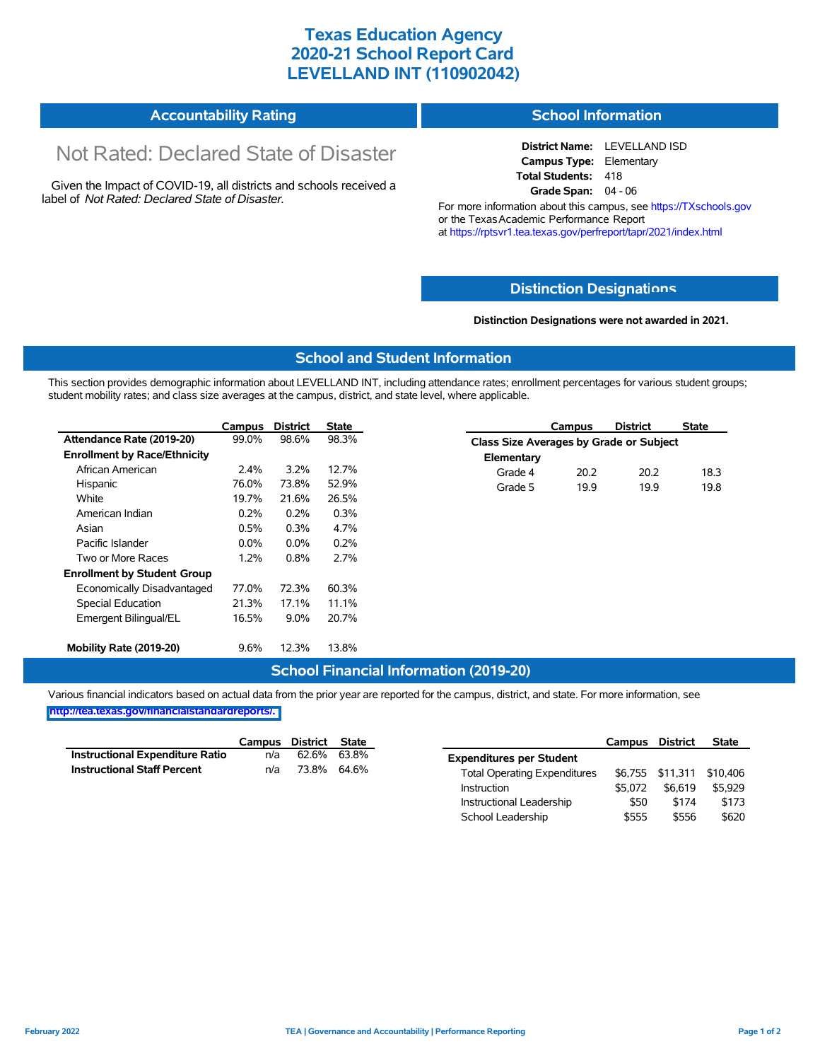# Texas Education Agency
# 2020-21 School Report Card
# LEVELLAND INT (110902042)

## Accountability Rating

Not Rated: Declared State of Disaster

Given the Impact of COVID-19, all districts and schools received a label of *Not Rated: Declared State of Disaster*.

## School Information

**District Name:** LEVELLAND ISD
**Campus Type:** Elementary
**Total Students:** 418
**Grade Span:** 04 - 06

For more information about this campus, see https://TXschools.gov or the Texas Academic Performance Report at https://rptsvr1.tea.texas.gov/perfreport/tapr/2021/index.html

## Distinction Designations

**Distinction Designations were not awarded in 2021.**

## School and Student Information

This section provides demographic information about LEVELLAND INT, including attendance rates; enrollment percentages for various student groups; student mobility rates; and class size averages at the campus, district, and state level, where applicable.

| | Campus | District | State |
|---|---|---|---|
| **Attendance Rate (2019-20)** | 99.0% | 98.6% | 98.3% |
| **Enrollment by Race/Ethnicity** | | | |
| African American | 2.4% | 3.2% | 12.7% |
| Hispanic | 76.0% | 73.8% | 52.9% |
| White | 19.7% | 21.6% | 26.5% |
| American Indian | 0.2% | 0.2% | 0.3% |
| Asian | 0.5% | 0.3% | 4.7% |
| Pacific Islander | 0.0% | 0.0% | 0.2% |
| Two or More Races | 1.2% | 0.8% | 2.7% |
| **Enrollment by Student Group** | | | |
| Economically Disadvantaged | 77.0% | 72.3% | 60.3% |
| Special Education | 21.3% | 17.1% | 11.1% |
| Emergent Bilingual/EL | 16.5% | 9.0% | 20.7% |
| **Mobility Rate (2019-20)** | 9.6% | 12.3% | 13.8% |

| | Campus | District | State |
|---|---|---|---|
| **Class Size Averages by Grade or Subject** | | | |
| **Elementary** | | | |
| Grade 4 | 20.2 | 20.2 | 18.3 |
| Grade 5 | 19.9 | 19.9 | 19.8 |

## School Financial Information (2019-20)

Various financial indicators based on actual data from the prior year are reported for the campus, district, and state. For more information, see http://tea.texas.gov/financialstandardreports/.

| | Campus | District | State |
|---|---|---|---|
| **Instructional Expenditure Ratio** | n/a | 62.6% | 63.8% |
| **Instructional Staff Percent** | n/a | 73.8% | 64.6% |

| | Campus | District | State |
|---|---|---|---|
| **Expenditures per Student** | | | |
| Total Operating Expenditures | $6,755 | $11,311 | $10,406 |
| Instruction | $5,072 | $6,619 | $5,929 |
| Instructional Leadership | $50 | $174 | $173 |
| School Leadership | $555 | $556 | $620 |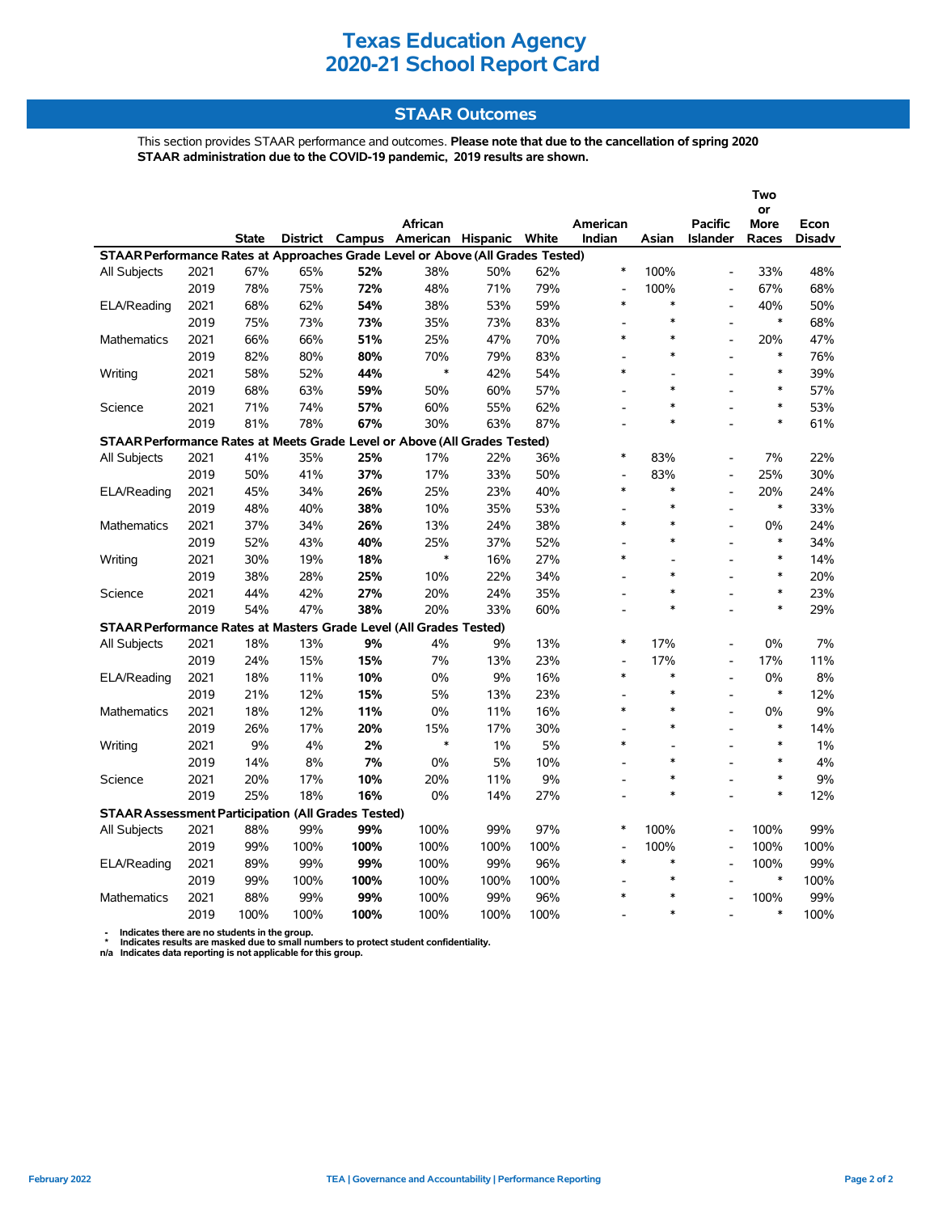# Texas Education Agency
# 2020-21 School Report Card

## STAAR Outcomes

This section provides STAAR performance and outcomes. **Please note that due to the cancellation of spring 2020 STAAR administration due to the COVID-19 pandemic, 2019 results are shown.**

| | | State | District | Campus | African American | Hispanic | White | American Indian | Asian | Pacific Islander | Two or More Races | Econ Disadv |
|---|---|---|---|---|---|---|---|---|---|---|---|---|
| **STAAR Performance Rates at Approaches Grade Level or Above (All Grades Tested)** | | | | | | | | | | | | |
| All Subjects | 2021 | 67% | 65% | **52%** | 38% | 50% | 62% | * | 100% | - | 33% | 48% |
| | 2019 | 78% | 75% | **72%** | 48% | 71% | 79% | - | 100% | - | 67% | 68% |
| ELA/Reading | 2021 | 68% | 62% | **54%** | 38% | 53% | 59% | * | * | - | 40% | 50% |
| | 2019 | 75% | 73% | **73%** | 35% | 73% | 83% | - | * | - | * | 68% |
| Mathematics | 2021 | 66% | 66% | **51%** | 25% | 47% | 70% | * | * | - | 20% | 47% |
| | 2019 | 82% | 80% | **80%** | 70% | 79% | 83% | - | * | - | * | 76% |
| Writing | 2021 | 58% | 52% | **44%** | * | 42% | 54% | * | - | - | * | 39% |
| | 2019 | 68% | 63% | **59%** | 50% | 60% | 57% | - | * | - | * | 57% |
| Science | 2021 | 71% | 74% | **57%** | 60% | 55% | 62% | - | * | - | * | 53% |
| | 2019 | 81% | 78% | **67%** | 30% | 63% | 87% | - | * | - | * | 61% |
| **STAAR Performance Rates at Meets Grade Level or Above (All Grades Tested)** | | | | | | | | | | | | |
| All Subjects | 2021 | 41% | 35% | **25%** | 17% | 22% | 36% | * | 83% | - | 7% | 22% |
| | 2019 | 50% | 41% | **37%** | 17% | 33% | 50% | - | 83% | - | 25% | 30% |
| ELA/Reading | 2021 | 45% | 34% | **26%** | 25% | 23% | 40% | * | * | - | 20% | 24% |
| | 2019 | 48% | 40% | **38%** | 10% | 35% | 53% | - | * | - | * | 33% |
| Mathematics | 2021 | 37% | 34% | **26%** | 13% | 24% | 38% | * | * | - | 0% | 24% |
| | 2019 | 52% | 43% | **40%** | 25% | 37% | 52% | - | * | - | * | 34% |
| Writing | 2021 | 30% | 19% | **18%** | * | 16% | 27% | * | - | - | * | 14% |
| | 2019 | 38% | 28% | **25%** | 10% | 22% | 34% | - | * | - | * | 20% |
| Science | 2021 | 44% | 42% | **27%** | 20% | 24% | 35% | - | * | - | * | 23% |
| | 2019 | 54% | 47% | **38%** | 20% | 33% | 60% | - | * | - | * | 29% |
| **STAAR Performance Rates at Masters Grade Level (All Grades Tested)** | | | | | | | | | | | | |
| All Subjects | 2021 | 18% | 13% | **9%** | 4% | 9% | 13% | * | 17% | - | 0% | 7% |
| | 2019 | 24% | 15% | **15%** | 7% | 13% | 23% | - | 17% | - | 17% | 11% |
| ELA/Reading | 2021 | 18% | 11% | **10%** | 0% | 9% | 16% | * | * | - | 0% | 8% |
| | 2019 | 21% | 12% | **15%** | 5% | 13% | 23% | - | * | - | * | 12% |
| Mathematics | 2021 | 18% | 12% | **11%** | 0% | 11% | 16% | * | * | - | 0% | 9% |
| | 2019 | 26% | 17% | **20%** | 15% | 17% | 30% | - | * | - | * | 14% |
| Writing | 2021 | 9% | 4% | **2%** | * | 1% | 5% | * | - | - | * | 1% |
| | 2019 | 14% | 8% | **7%** | 0% | 5% | 10% | - | * | - | * | 4% |
| Science | 2021 | 20% | 17% | **10%** | 20% | 11% | 9% | - | * | - | * | 9% |
| | 2019 | 25% | 18% | **16%** | 0% | 14% | 27% | - | * | - | * | 12% |
| **STAAR Assessment Participation (All Grades Tested)** | | | | | | | | | | | | |
| All Subjects | 2021 | 88% | 99% | **99%** | 100% | 99% | 97% | * | 100% | - | 100% | 99% |
| | 2019 | 99% | 100% | **100%** | 100% | 100% | 100% | - | 100% | - | 100% | 100% |
| ELA/Reading | 2021 | 89% | 99% | **99%** | 100% | 99% | 96% | * | * | - | 100% | 99% |
| | 2019 | 99% | 100% | **100%** | 100% | 100% | 100% | - | * | - | * | 100% |
| Mathematics | 2021 | 88% | 99% | **99%** | 100% | 99% | 96% | * | * | - | 100% | 99% |
| | 2019 | 100% | 100% | **100%** | 100% | 100% | 100% | - | * | - | * | 100% |

- Indicates there are no students in the group.
* Indicates results are masked due to small numbers to protect student confidentiality.
n/a Indicates data reporting is not applicable for this group.